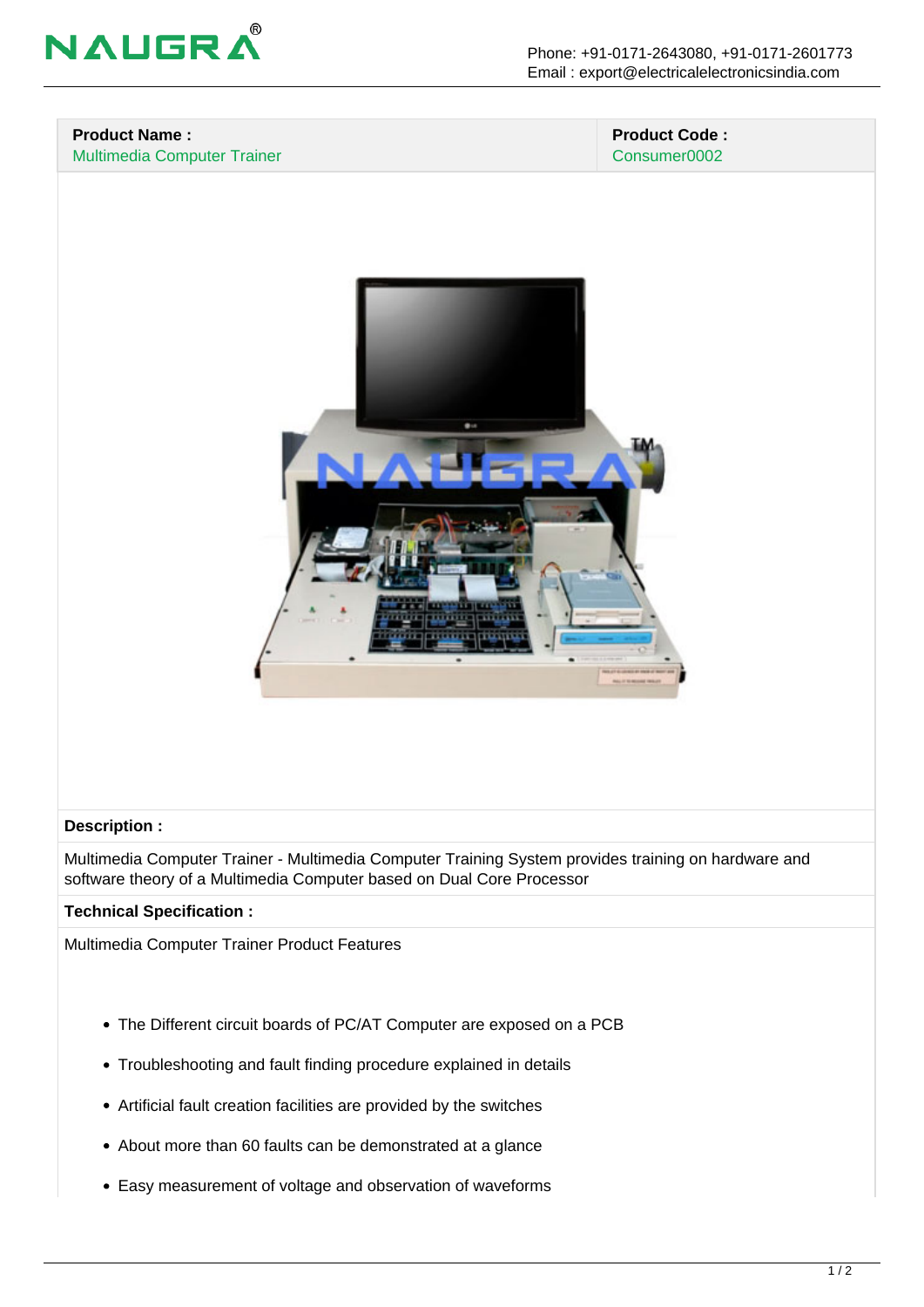| **Product Name :** | **Product Code :** |
| --- | --- |
| Multimedia Computer Trainer | Consumer0002 |

**Description :**

Multimedia Computer Trainer - Multimedia Computer Training System provides training on hardware and software theory of a Multimedia Computer based on Dual Core Processor

**Technical Specification :**

Multimedia Computer Trainer Product Features

- The Different circuit boards of PC/AT Computer are exposed on a PCB
- Troubleshooting and fault finding procedure explained in details
- Artificial fault creation facilities are provided by the switches
- About more than 60 faults can be demonstrated at a glance
- Easy measurement of voltage and observation of waveforms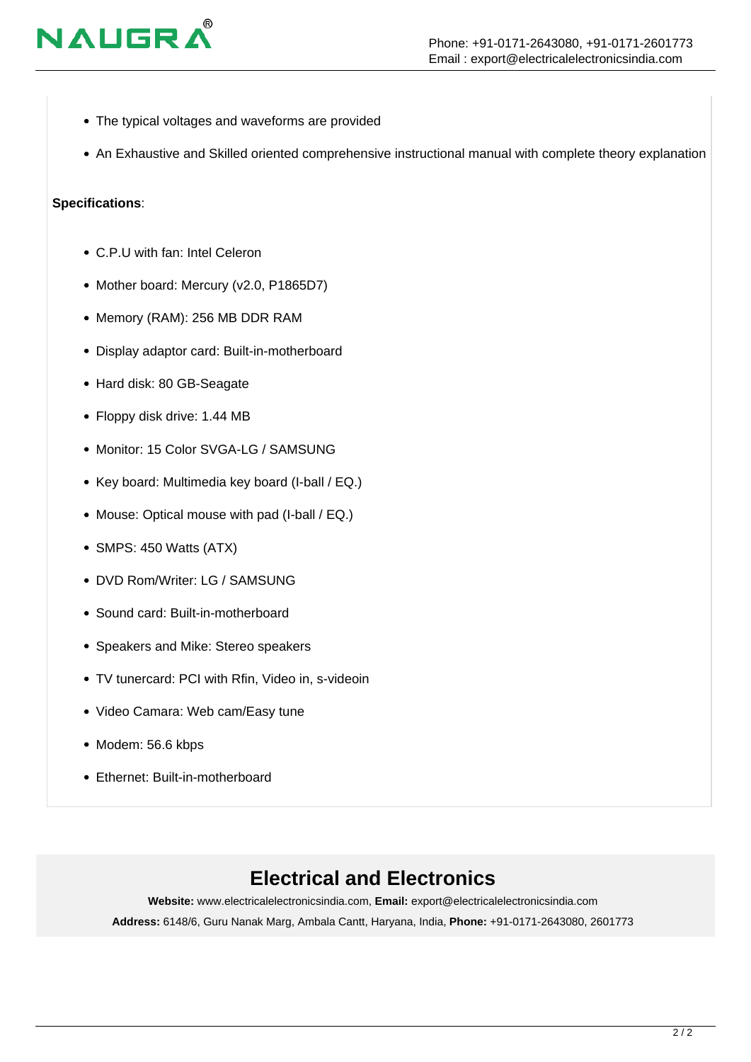- The typical voltages and waveforms are provided
- An Exhaustive and Skilled oriented comprehensive instructional manual with complete theory explanation

**Specifications**:

- C.P.U with fan: Intel Celeron
- Mother board: Mercury (v2.0, P1865D7)
- Memory (RAM): 256 MB DDR RAM
- Display adaptor card: Built-in-motherboard
- Hard disk: 80 GB-Seagate
- Floppy disk drive: 1.44 MB
- Monitor: 15 Color SVGA-LG / SAMSUNG
- Key board: Multimedia key board (I-ball / EQ.)
- Mouse: Optical mouse with pad (I-ball / EQ.)
- SMPS: 450 Watts (ATX)
- DVD Rom/Writer: LG / SAMSUNG
- Sound card: Built-in-motherboard
- Speakers and Mike: Stereo speakers
- TV tunercard: PCI with Rfin, Video in, s-videoin
- Video Camara: Web cam/Easy tune
- Modem: 56.6 kbps
- Ethernet: Built-in-motherboard

## Electrical and Electronics

**Website:** www.electricalelectronicsindia.com, **Email:** export@electricalelectronicsindia.com

**Address:** 6148/6, Guru Nanak Marg, Ambala Cantt, Haryana, India, **Phone:** +91-0171-2643080, 2601773